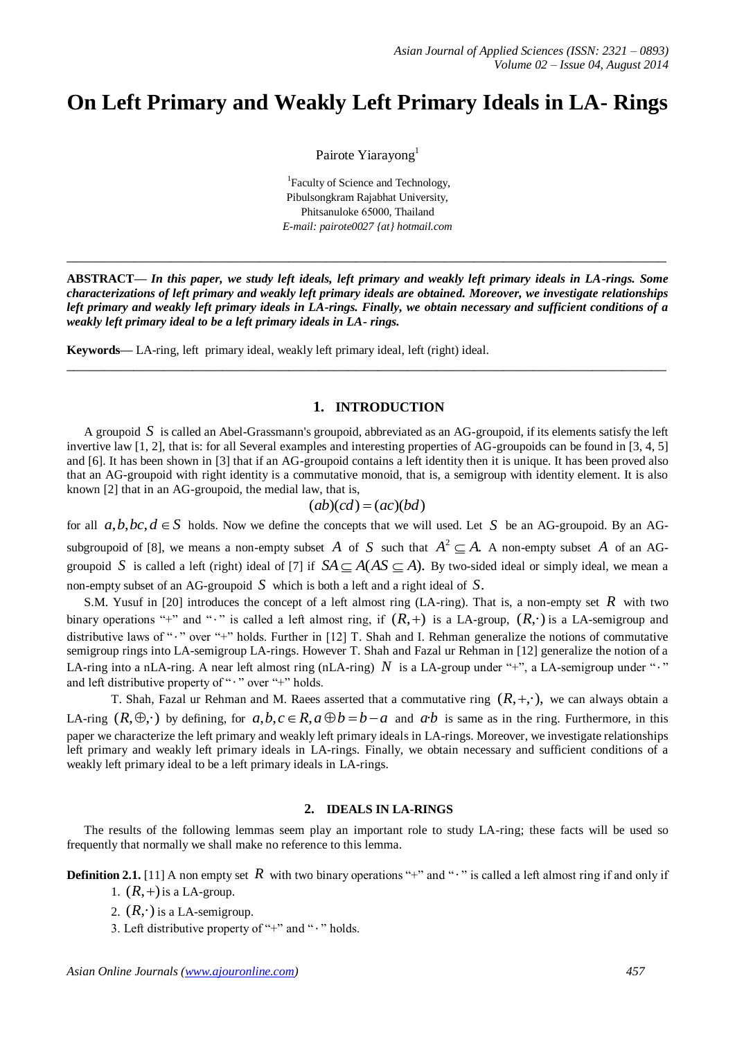# On Left Primary and Weakly Left Primary Ideals in LA- Rings

Pairote Yiarayong[1]

[1]Faculty of Science and Technology,
Pibulsongkram Rajabhat University,
Phitsanuloke 65000, Thailand
*E-mail: pairote0027 {at} hotmail.com*

---

**ABSTRACT—** ***In this paper, we study left ideals, left primary and weakly left primary ideals in LA-rings. Some characterizations of left primary and weakly left primary ideals are obtained. Moreover, we investigate relationships left primary and weakly left primary ideals in LA-rings. Finally, we obtain necessary and sufficient conditions of a weakly left primary ideal to be a left primary ideals in LA- rings.***

**Keywords—** LA-ring, left primary ideal, weakly left primary ideal, left (right) ideal.

---

## 1. INTRODUCTION

A groupoid $S$ is called an Abel-Grassmann's groupoid, abbreviated as an AG-groupoid, if its elements satisfy the left invertive law [1, 2], that is: for all Several examples and interesting properties of AG-groupoids can be found in [3, 4, 5] and [6]. It has been shown in [3] that if an AG-groupoid contains a left identity then it is unique. It has been proved also that an AG-groupoid with right identity is a commutative monoid, that is, a semigroup with identity element. It is also known [2] that in an AG-groupoid, the medial law, that is,

$$(ab)(cd) = (ac)(bd)$$

for all $a,b,bc,d \in S$ holds. Now we define the concepts that we will used. Let $S$ be an AG-groupoid. By an AG-subgroupoid of [8], we means a non-empty subset $A$ of $S$ such that $A^2 \subseteq A$. A non-empty subset $A$ of an AG-groupoid $S$ is called a left (right) ideal of [7] if $SA \subseteq A(AS \subseteq A)$. By two-sided ideal or simply ideal, we mean a non-empty subset of an AG-groupoid $S$ which is both a left and a right ideal of $S$.

S.M. Yusuf in [20] introduces the concept of a left almost ring (LA-ring). That is, a non-empty set $R$ with two binary operations "+" and "$\cdot$" is called a left almost ring, if $(R,+)$ is a LA-group, $(R,\cdot)$ is a LA-semigroup and distributive laws of "$\cdot$" over "+" holds. Further in [12] T. Shah and I. Rehman generalize the notions of commutative semigroup rings into LA-semigroup LA-rings. However T. Shah and Fazal ur Rehman in [12] generalize the notion of a LA-ring into a nLA-ring. A near left almost ring (nLA-ring) $N$ is a LA-group under "+", a LA-semigroup under "$\cdot$" and left distributive property of "$\cdot$" over "+" holds.

T. Shah, Fazal ur Rehman and M. Raees asserted that a commutative ring $(R,+,\cdot)$, we can always obtain a LA-ring $(R,\oplus,\cdot)$ by defining, for $a,b,c \in R, a \oplus b = b - a$ and $a \cdot b$ is same as in the ring. Furthermore, in this paper we characterize the left primary and weakly left primary ideals in LA-rings. Moreover, we investigate relationships left primary and weakly left primary ideals in LA-rings. Finally, we obtain necessary and sufficient conditions of a weakly left primary ideal to be a left primary ideals in LA-rings.

## 2. IDEALS IN LA-RINGS

The results of the following lemmas seem play an important role to study LA-ring; these facts will be used so frequently that normally we shall make no reference to this lemma.

**Definition 2.1.** [11] A non empty set $R$ with two binary operations "+" and "$\cdot$" is called a left almost ring if and only if

1. $(R,+)$ is a LA-group.
2. $(R,\cdot)$ is a LA-semigroup.
3. Left distributive property of "+" and "$\cdot$" holds.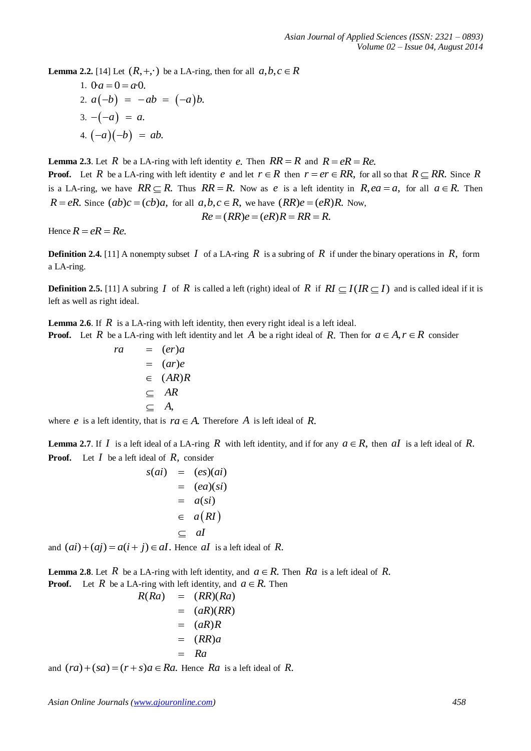**Lemma 2.2.** [14] Let $(R,+,\cdot)$ be a LA-ring, then for all $a,b,c \in R$

1. $0 \cdot a = 0 = a \cdot 0.$
2. $a(-b) = -ab = (-a)b.$
3. $-(-a) = a.$
4. $(-a)(-b) = ab.$

**Lemma 2.3**. Let $R$ be a LA-ring with left identity $e.$ Then $RR = R$ and $R = eR = Re.$

**Proof.** Let $R$ be a LA-ring with left identity $e$ and let $r \in R$ then $r = er \in RR,$ for all so that $R \subseteq RR.$ Since $R$ is a LA-ring, we have $RR \subseteq R.$ Thus $RR = R.$ Now as $e$ is a left identity in $R, ea = a,$ for all $a \in R.$ Then $R = eR.$ Since $(ab)c = (cb)a,$ for all $a,b,c \in R,$ we have $(RR)e = (eR)R.$ Now,

$$Re = (RR)e = (eR)R = RR = R.$$

Hence $R = eR = Re.$

**Definition 2.4.** [11] A nonempty subset $I$ of a LA-ring $R$ is a subring of $R$ if under the binary operations in $R,$ form a LA-ring.

**Definition 2.5.** [11] A subring $I$ of $R$ is called a left (right) ideal of $R$ if $RI \subseteq I (IR \subseteq I)$ and is called ideal if it is left as well as right ideal.

**Lemma 2.6**. If $R$ is a LA-ring with left identity, then every right ideal is a left ideal.

**Proof.** Let $R$ be a LA-ring with left identity and let $A$ be a right ideal of $R.$ Then for $a \in A, r \in R$ consider

$$\begin{aligned} ra &= (er)a \\ &= (ar)e \\ &\in (AR)R \\ &\subseteq AR \\ &\subseteq A, \end{aligned}$$

where $e$ is a left identity, that is $ra \in A.$ Therefore $A$ is left ideal of $R.$

**Lemma 2.7**. If $I$ is a left ideal of a LA-ring $R$ with left identity, and if for any $a \in R,$ then $aI$ is a left ideal of $R.$

**Proof.** Let $I$ be a left ideal of $R,$ consider

$$\begin{aligned} s(ai) &= (es)(ai) \\ &= (ea)(si) \\ &= a(si) \\ &\in a(RI) \\ &\subseteq aI \end{aligned}$$

and $(ai)+(aj) = a(i+j) \in aI.$ Hence $aI$ is a left ideal of $R.$

**Lemma 2.8**. Let $R$ be a LA-ring with left identity, and $a \in R.$ Then $Ra$ is a left ideal of $R.$

**Proof.** Let $R$ be a LA-ring with left identity, and $a \in R.$ Then

$$\begin{aligned} R(Ra) &= (RR)(Ra) \\ &= (aR)(RR) \\ &= (aR)R \\ &= (RR)a \\ &= Ra \end{aligned}$$

and $(ra)+(sa) = (r+s)a \in Ra.$ Hence $Ra$ is a left ideal of $R.$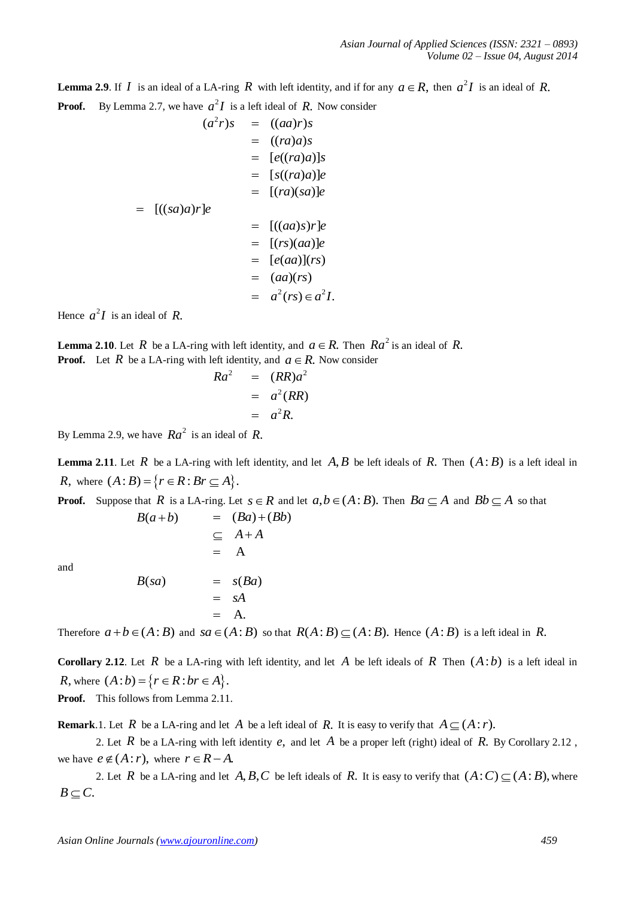**Lemma 2.9**. If $I$ is an ideal of a LA-ring $R$ with left identity, and if for any $a \in R,$ then $a^2 I$ is an ideal of $R.$

**Proof.** By Lemma 2.7, we have $a^2 I$ is a left ideal of $R.$ Now consider

$$
\begin{aligned}
(a^2 r)s &= ((aa)r)s \\
&= ((ra)a)s \\
&= [e((ra)a)]s \\
&= [s((ra)a)]e \\
&= [(ra)(sa)]e \\
&= [((sa)a)r]e \\
&= [((aa)s)r]e \\
&= [(rs)(aa)]e \\
&= [e(aa)](rs) \\
&= (aa)(rs) \\
&= a^2(rs) \in a^2 I.
\end{aligned}
$$

Hence $a^2 I$ is an ideal of $R.$

**Lemma 2.10**. Let $R$ be a LA-ring with left identity, and $a \in R.$ Then $Ra^2$ is an ideal of $R.$

**Proof.** Let $R$ be a LA-ring with left identity, and $a \in R.$ Now consider

$$
\begin{aligned}
Ra^2 &= (RR)a^2 \\
&= a^2(RR) \\
&= a^2 R.
\end{aligned}
$$

By Lemma 2.9, we have $Ra^2$ is an ideal of $R.$

**Lemma 2.11**. Let $R$ be a LA-ring with left identity, and let $A, B$ be left ideals of $R.$ Then $(A:B)$ is a left ideal in $R,$ where $(A:B) = \{r \in R : Br \subseteq A\}.$

**Proof.** Suppose that $R$ is a LA-ring. Let $s \in R$ and let $a, b \in (A:B).$ Then $Ba \subseteq A$ and $Bb \subseteq A$ so that

$$
\begin{aligned}
B(a+b) &= (Ba)+(Bb) \\
&\subseteq A + A \\
&= \text{A}
\end{aligned}
$$

and

$$
\begin{aligned}
B(sa) &= s(Ba) \\
&= sA \\
&= \text{A}.
\end{aligned}
$$

Therefore $a+b \in (A:B)$ and $sa \in (A:B)$ so that $R(A:B) \subseteq (A:B).$ Hence $(A:B)$ is a left ideal in $R.$

**Corollary 2.12**. Let $R$ be a LA-ring with left identity, and let $A$ be left ideals of $R$ Then $(A:b)$ is a left ideal in $R,$ where $(A:b) = \{r \in R : br \in A\}.$

**Proof.** This follows from Lemma 2.11.

**Remark**.1. Let $R$ be a LA-ring and let $A$ be a left ideal of $R.$ It is easy to verify that $A \subseteq (A:r).$

2. Let $R$ be a LA-ring with left identity $e,$ and let $A$ be a proper left (right) ideal of $R.$ By Corollary 2.12 , we have $e \notin (A:r),$ where $r \in R - A.$

2. Let $R$ be a LA-ring and let $A, B, C$ be left ideals of $R.$ It is easy to verify that $(A:C) \subseteq (A:B),$ where $B \subseteq C.$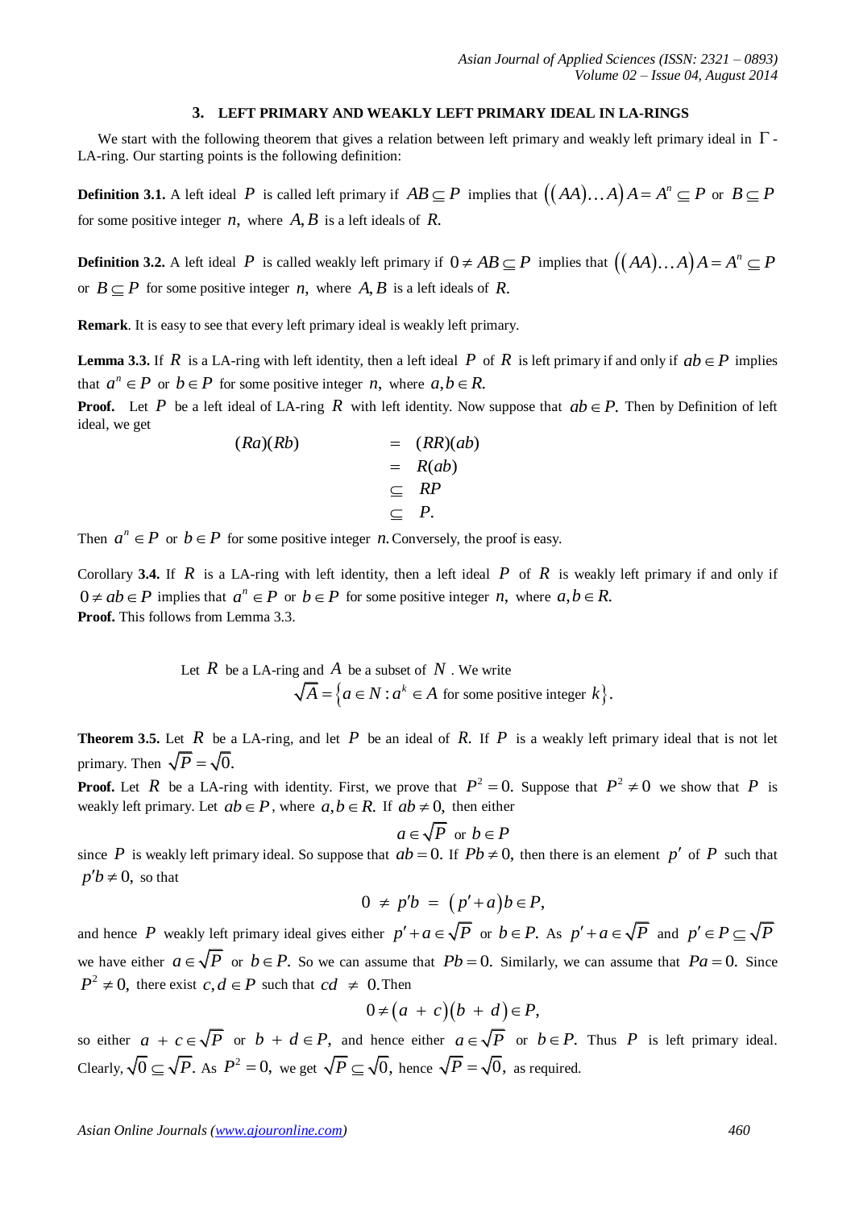## 3. LEFT PRIMARY AND WEAKLY LEFT PRIMARY IDEAL IN LA-RINGS

We start with the following theorem that gives a relation between left primary and weakly left primary ideal in $\Gamma$-LA-ring. Our starting points is the following definition:

**Definition 3.1.** A left ideal $P$ is called left primary if $AB \subseteq P$ implies that $((AA)\ldots A)A = A^n \subseteq P$ or $B \subseteq P$ for some positive integer $n,$ where $A, B$ is a left ideals of $R.$

**Definition 3.2.** A left ideal $P$ is called weakly left primary if $0 \neq AB \subseteq P$ implies that $((AA)\ldots A)A = A^n \subseteq P$ or $B \subseteq P$ for some positive integer $n,$ where $A, B$ is a left ideals of $R.$

**Remark**. It is easy to see that every left primary ideal is weakly left primary.

**Lemma 3.3.** If $R$ is a LA-ring with left identity, then a left ideal $P$ of $R$ is left primary if and only if $ab \in P$ implies that $a^n \in P$ or $b \in P$ for some positive integer $n,$ where $a, b \in R.$

**Proof.** Let $P$ be a left ideal of LA-ring $R$ with left identity. Now suppose that $ab \in P.$ Then by Definition of left ideal, we get

$$
\begin{aligned}
(Ra)(Rb) &= (RR)(ab) \\
&= R(ab) \\
&\subseteq RP \\
&\subseteq P.
\end{aligned}
$$

Then $a^n \in P$ or $b \in P$ for some positive integer $n.$ Conversely, the proof is easy.

Corollary **3.4.** If $R$ is a LA-ring with left identity, then a left ideal $P$ of $R$ is weakly left primary if and only if $0 \neq ab \in P$ implies that $a^n \in P$ or $b \in P$ for some positive integer $n,$ where $a, b \in R.$

**Proof.** This follows from Lemma 3.3.

Let $R$ be a LA-ring and $A$ be a subset of $N$. We write

$$\sqrt{A} = \{a \in N : a^k \in A \text{ for some positive integer } k\}.$$

**Theorem 3.5.** Let $R$ be a LA-ring, and let $P$ be an ideal of $R.$ If $P$ is a weakly left primary ideal that is not let primary. Then $\sqrt{P} = \sqrt{0}.$

**Proof.** Let $R$ be a LA-ring with identity. First, we prove that $P^2 = 0.$ Suppose that $P^2 \neq 0$ we show that $P$ is weakly left primary. Let $ab \in P,$ where $a, b \in R.$ If $ab \neq 0,$ then either

$$a \in \sqrt{P} \text{ or } b \in P$$

since $P$ is weakly left primary ideal. So suppose that $ab = 0.$ If $Pb \neq 0,$ then there is an element $p'$ of $P$ such that $p'b \neq 0,$ so that

$$0 \neq p'b = (p' + a)b \in P,$$

and hence $P$ weakly left primary ideal gives either $p' + a \in \sqrt{P}$ or $b \in P.$ As $p' + a \in \sqrt{P}$ and $p' \in P \subseteq \sqrt{P}$ we have either $a \in \sqrt{P}$ or $b \in P.$ So we can assume that $Pb = 0.$ Similarly, we can assume that $Pa = 0.$ Since $P^2 \neq 0,$ there exist $c, d \in P$ such that $cd \neq 0.$ Then

$$0 \neq (a + c)(b + d) \in P,$$

so either $a + c \in \sqrt{P}$ or $b + d \in P,$ and hence either $a \in \sqrt{P}$ or $b \in P.$ Thus $P$ is left primary ideal. Clearly, $\sqrt{0} \subseteq \sqrt{P}.$ As $P^2 = 0,$ we get $\sqrt{P} \subseteq \sqrt{0},$ hence $\sqrt{P} = \sqrt{0},$ as required.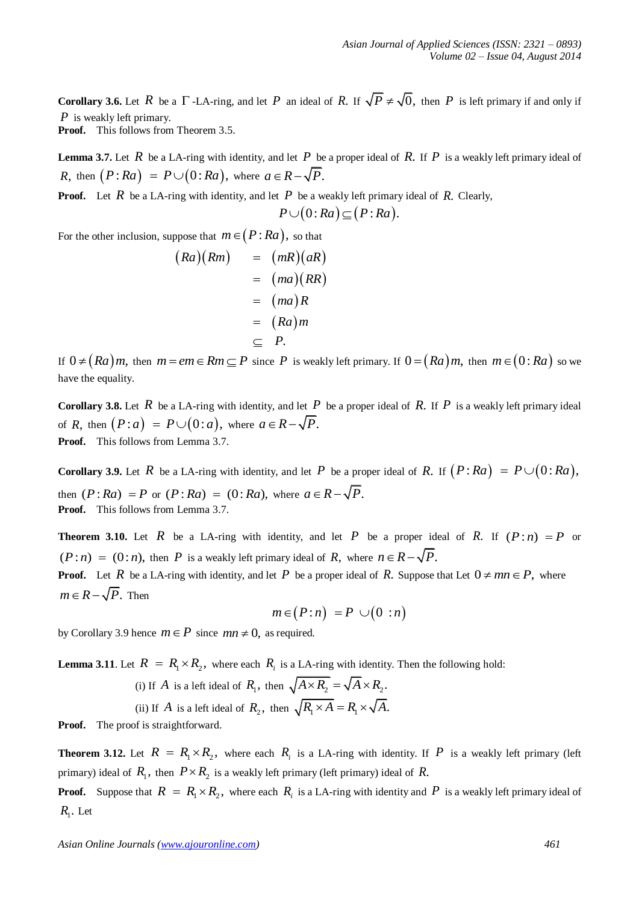**Corollary 3.6.** Let $R$ be a $\Gamma$-LA-ring, and let $P$ an ideal of $R$. If $\sqrt{P} \neq \sqrt{0}$, then $P$ is left primary if and only if $P$ is weakly left primary.

**Proof.** This follows from Theorem 3.5.

**Lemma 3.7.** Let $R$ be a LA-ring with identity, and let $P$ be a proper ideal of $R$. If $P$ is a weakly left primary ideal of $R$, then $(P:Ra) = P \cup (0:Ra)$, where $a \in R - \sqrt{P}$.

**Proof.** Let $R$ be a LA-ring with identity, and let $P$ be a weakly left primary ideal of $R$. Clearly,

$$P \cup (0:Ra) \subseteq (P:Ra).$$

For the other inclusion, suppose that $m \in (P:Ra)$, so that

$$\begin{aligned}
(Ra)(Rm) &= (mR)(aR) \\
&= (ma)(RR) \\
&= (ma)R \\
&= (Ra)m \\
&\subseteq P.
\end{aligned}$$

If $0 \neq (Ra)m$, then $m = em \in Rm \subseteq P$ since $P$ is weakly left primary. If $0 = (Ra)m$, then $m \in (0:Ra)$ so we have the equality.

**Corollary 3.8.** Let $R$ be a LA-ring with identity, and let $P$ be a proper ideal of $R$. If $P$ is a weakly left primary ideal of $R$, then $(P:a) = P \cup (0:a)$, where $a \in R - \sqrt{P}$.

**Proof.** This follows from Lemma 3.7.

**Corollary 3.9.** Let $R$ be a LA-ring with identity, and let $P$ be a proper ideal of $R$. If $(P:Ra) = P \cup (0:Ra)$, then $(P:Ra) = P$ or $(P:Ra) = (0:Ra)$, where $a \in R - \sqrt{P}$.

**Proof.** This follows from Lemma 3.7.

**Theorem 3.10.** Let $R$ be a LA-ring with identity, and let $P$ be a proper ideal of $R$. If $(P:n) = P$ or $(P:n) = (0:n)$, then $P$ is a weakly left primary ideal of $R$, where $n \in R - \sqrt{P}$.

**Proof.** Let $R$ be a LA-ring with identity, and let $P$ be a proper ideal of $R$. Suppose that Let $0 \neq mn \in P$, where $m \in R - \sqrt{P}$. Then

$$m \in (P:n) = P \cup (0:n)$$

by Corollary 3.9 hence $m \in P$ since $mn \neq 0$, as required.

**Lemma 3.11**. Let $R = R_1 \times R_2$, where each $R_i$ is a LA-ring with identity. Then the following hold:

(i) If $A$ is a left ideal of $R_1$, then $\sqrt{A \times R_2} = \sqrt{A} \times R_2$.

(ii) If $A$ is a left ideal of $R_2$, then $\sqrt{R_1 \times A} = R_1 \times \sqrt{A}$.

**Proof.** The proof is straightforward.

**Theorem 3.12.** Let $R = R_1 \times R_2$, where each $R_i$ is a LA-ring with identity. If $P$ is a weakly left primary (left primary) ideal of $R_1$, then $P \times R_2$ is a weakly left primary (left primary) ideal of $R$.

**Proof.** Suppose that $R = R_1 \times R_2$, where each $R_i$ is a LA-ring with identity and $P$ is a weakly left primary ideal of $R_1$. Let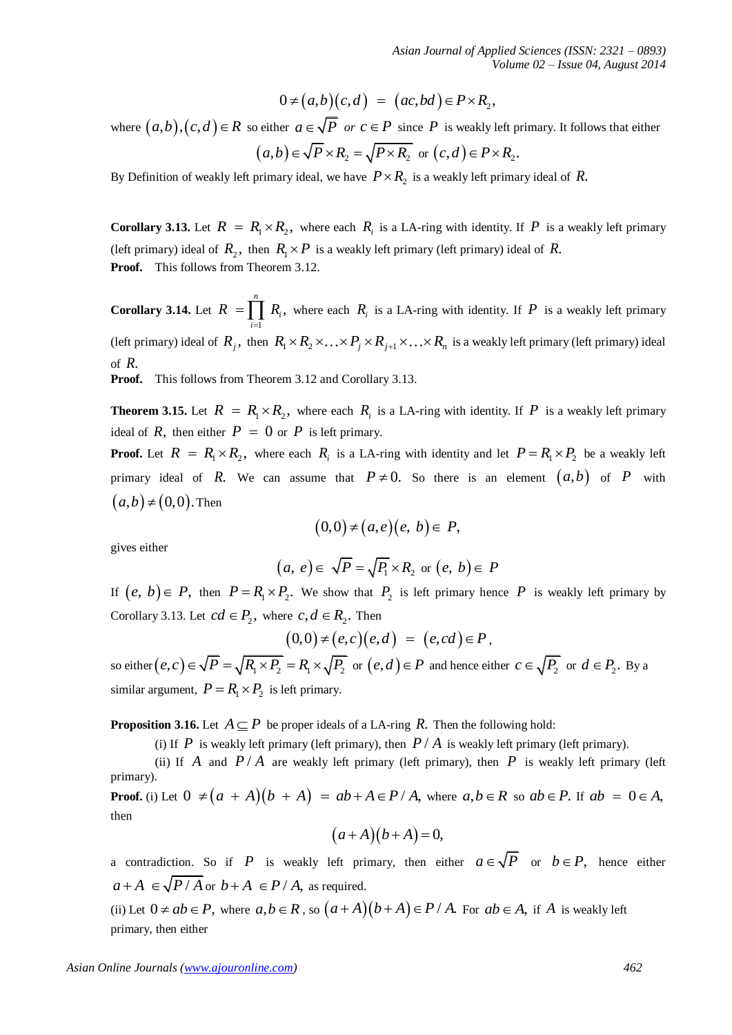$$0 \neq (a,b)(c,d) = (ac,bd) \in P \times R_2,$$

where $(a,b),(c,d) \in R$ so either $a \in \sqrt{P}$ *or* $c \in P$ since $P$ is weakly left primary. It follows that either

$$(a,b) \in \sqrt{P} \times R_2 = \sqrt{P \times R_2} \text{ or } (c,d) \in P \times R_2.$$

By Definition of weakly left primary ideal, we have $P \times R_2$ is a weakly left primary ideal of $R$.

**Corollary 3.13.** Let $R = R_1 \times R_2$, where each $R_i$ is a LA-ring with identity. If $P$ is a weakly left primary (left primary) ideal of $R_2$, then $R_1 \times P$ is a weakly left primary (left primary) ideal of $R$.

**Proof.** This follows from Theorem 3.12.

**Corollary 3.14.** Let $R = \prod_{i=1}^{n} R_i$, where each $R_i$ is a LA-ring with identity. If $P$ is a weakly left primary (left primary) ideal of $R_j$, then $R_1 \times R_2 \times \ldots \times P_j \times R_{j+1} \times \ldots \times R_n$ is a weakly left primary (left primary) ideal of $R$.

**Proof.** This follows from Theorem 3.12 and Corollary 3.13.

**Theorem 3.15.** Let $R = R_1 \times R_2$, where each $R_i$ is a LA-ring with identity. If $P$ is a weakly left primary ideal of $R$, then either $P = 0$ or $P$ is left primary.

**Proof.** Let $R = R_1 \times R_2$, where each $R_i$ is a LA-ring with identity and let $P = R_1 \times P_2$ be a weakly left primary ideal of $R$. We can assume that $P \neq 0$. So there is an element $(a,b)$ of $P$ with $(a,b) \neq (0,0)$. Then

$$(0,0) \neq (a,e)(e,\, b) \in P,$$

gives either

$$(a,\, e) \in \sqrt{P} = \sqrt{P_1} \times R_2 \text{ or } (e,\, b) \in P$$

If $(e,\, b) \in P$, then $P = R_1 \times P_2$. We show that $P_2$ is left primary hence $P$ is weakly left primary by Corollary 3.13. Let $cd \in P_2$, where $c, d \in R_2$. Then

$$(0,0) \neq (e,c)(e,d) = (e,cd) \in P,$$

so either $(e,c) \in \sqrt{P} = \sqrt{R_1 \times P_2} = R_1 \times \sqrt{P_2}$ or $(e,d) \in P$ and hence either $c \in \sqrt{P_2}$ or $d \in P_2$. By a similar argument, $P = R_1 \times P_2$ is left primary.

**Proposition 3.16.** Let $A \subseteq P$ be proper ideals of a LA-ring $R$. Then the following hold:

(i) If $P$ is weakly left primary (left primary), then $P/A$ is weakly left primary (left primary).

(ii) If $A$ and $P/A$ are weakly left primary (left primary), then $P$ is weakly left primary (left primary).

**Proof.** (i) Let $0 \neq (a + A)(b + A) = ab + A \in P/A$, where $a, b \in R$ so $ab \in P$. If $ab = 0 \in A$, then

$$(a + A)(b + A) = 0,$$

a contradiction. So if $P$ is weakly left primary, then either $a \in \sqrt{P}$ or $b \in P$, hence either $a + A \in \sqrt{P/A}$ or $b + A \in P/A$, as required.

(ii) Let $0 \neq ab \in P$, where $a, b \in R$, so $(a + A)(b + A) \in P/A$. For $ab \in A$, if $A$ is weakly left primary, then either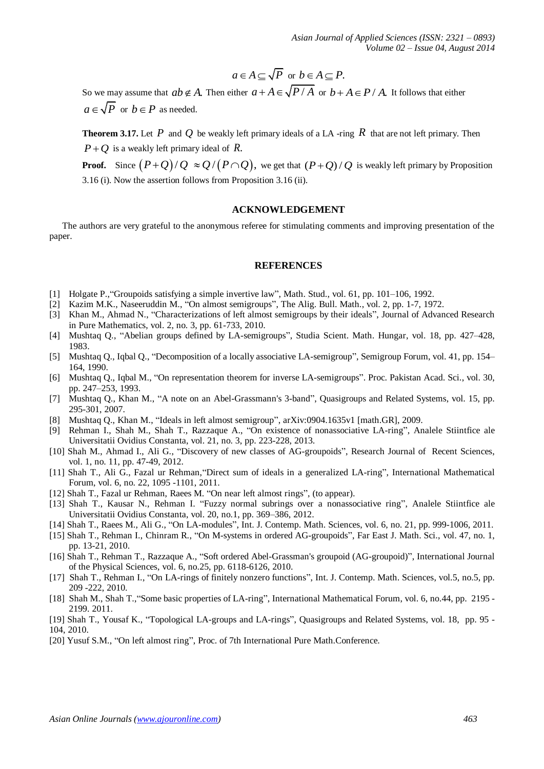$$a \in A \subseteq \sqrt{P} \text{ or } b \in A \subseteq P.$$

So we may assume that $ab \notin A$. Then either $a + A \in \sqrt{P/A}$ or $b + A \in P/A$. It follows that either $a \in \sqrt{P}$ or $b \in P$ as needed.

**Theorem 3.17.** Let $P$ and $Q$ be weakly left primary ideals of a LA -ring $R$ that are not left primary. Then $P + Q$ is a weakly left primary ideal of $R$.

**Proof.** Since $(P+Q)/Q \approx Q/(P \cap Q)$, we get that $(P+Q)/Q$ is weakly left primary by Proposition 3.16 (i). Now the assertion follows from Proposition 3.16 (ii).

## ACKNOWLEDGEMENT

The authors are very grateful to the anonymous referee for stimulating comments and improving presentation of the paper.

## REFERENCES

[1] Holgate P.,"Groupoids satisfying a simple invertive law", Math. Stud., vol. 61, pp. 101–106, 1992.

[2] Kazim M.K., Naseeruddin M., "On almost semigroups", The Alig. Bull. Math., vol. 2, pp. 1-7, 1972.

[3] Khan M., Ahmad N., "Characterizations of left almost semigroups by their ideals", Journal of Advanced Research in Pure Mathematics, vol. 2, no. 3, pp. 61-733, 2010.

[4] Mushtaq Q., "Abelian groups defined by LA-semigroups", Studia Scient. Math. Hungar, vol. 18, pp. 427–428, 1983.

[5] Mushtaq Q., Iqbal Q., "Decomposition of a locally associative LA-semigroup", Semigroup Forum, vol. 41, pp. 154–164, 1990.

[6] Mushtaq Q., Iqbal M., "On representation theorem for inverse LA-semigroups". Proc. Pakistan Acad. Sci., vol. 30, pp. 247–253, 1993.

[7] Mushtaq Q., Khan M., "A note on an Abel-Grassmann's 3-band", Quasigroups and Related Systems, vol. 15, pp. 295-301, 2007.

[8] Mushtaq Q., Khan M., "Ideals in left almost semigroup", arXiv:0904.1635v1 [math.GR], 2009.

[9] Rehman I., Shah M., Shah T., Razzaque A., "On existence of nonassociative LA-ring", Analele Stiintfice ale Universitatii Ovidius Constanta, vol. 21, no. 3, pp. 223-228, 2013.

[10] Shah M., Ahmad I., Ali G., "Discovery of new classes of AG-groupoids", Research Journal of Recent Sciences, vol. 1, no. 11, pp. 47-49, 2012.

[11] Shah T., Ali G., Fazal ur Rehman,"Direct sum of ideals in a generalized LA-ring", International Mathematical Forum, vol. 6, no. 22, 1095 -1101, 2011.

[12] Shah T., Fazal ur Rehman, Raees M. "On near left almost rings", (to appear).

[13] Shah T., Kausar N., Rehman I. "Fuzzy normal subrings over a nonassociative ring", Analele Stiintfice ale Universitatii Ovidius Constanta, vol. 20, no.1, pp. 369–386, 2012.

[14] Shah T., Raees M., Ali G., "On LA-modules", Int. J. Contemp. Math. Sciences, vol. 6, no. 21, pp. 999-1006, 2011.

[15] Shah T., Rehman I., Chinram R., "On M-systems in ordered AG-groupoids", Far East J. Math. Sci., vol. 47, no. 1, pp. 13-21, 2010.

[16] Shah T., Rehman T., Razzaque A., "Soft ordered Abel-Grassman's groupoid (AG-groupoid)", International Journal of the Physical Sciences, vol. 6, no.25, pp. 6118-6126, 2010.

[17] Shah T., Rehman I., "On LA-rings of finitely nonzero functions", Int. J. Contemp. Math. Sciences, vol.5, no.5, pp. 209 -222, 2010.

[18] Shah M., Shah T.,"Some basic properties of LA-ring", International Mathematical Forum, vol. 6, no.44, pp. 2195 - 2199. 2011.

[19] Shah T., Yousaf K., "Topological LA-groups and LA-rings", Quasigroups and Related Systems, vol. 18, pp. 95 - 104, 2010.

[20] Yusuf S.M., "On left almost ring", Proc. of 7th International Pure Math.Conference.